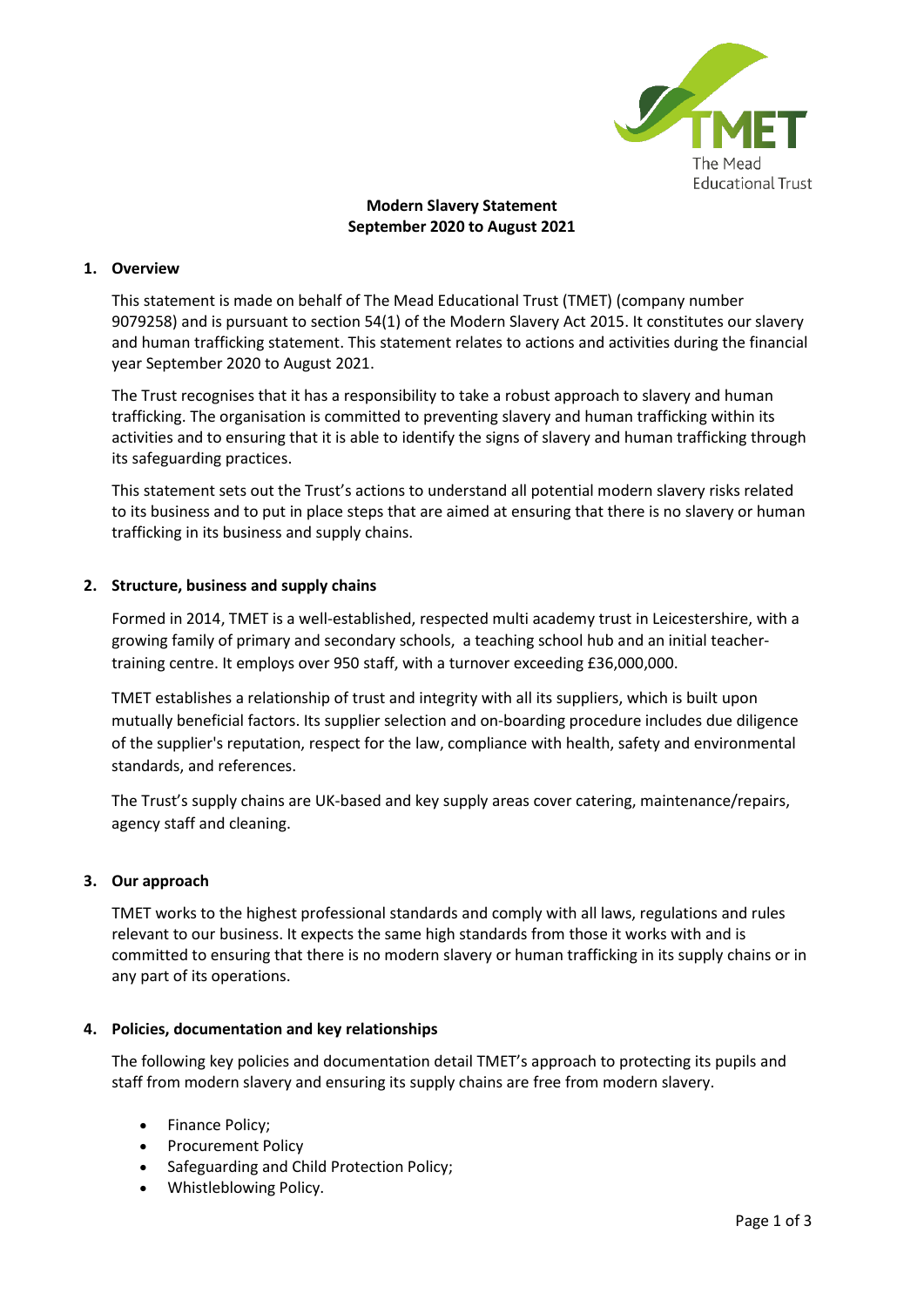**Modern Slavery Statement**
**September 2020 to August 2021**

## 1. Overview

This statement is made on behalf of The Mead Educational Trust (TMET) (company number 9079258) and is pursuant to section 54(1) of the Modern Slavery Act 2015. It constitutes our slavery and human trafficking statement. This statement relates to actions and activities during the financial year September 2020 to August 2021.

The Trust recognises that it has a responsibility to take a robust approach to slavery and human trafficking. The organisation is committed to preventing slavery and human trafficking within its activities and to ensuring that it is able to identify the signs of slavery and human trafficking through its safeguarding practices.

This statement sets out the Trust's actions to understand all potential modern slavery risks related to its business and to put in place steps that are aimed at ensuring that there is no slavery or human trafficking in its business and supply chains.

## 2. Structure, business and supply chains

Formed in 2014, TMET is a well-established, respected multi academy trust in Leicestershire, with a growing family of primary and secondary schools, a teaching school hub and an initial teacher-training centre. It employs over 950 staff, with a turnover exceeding £36,000,000.

TMET establishes a relationship of trust and integrity with all its suppliers, which is built upon mutually beneficial factors. Its supplier selection and on-boarding procedure includes due diligence of the supplier's reputation, respect for the law, compliance with health, safety and environmental standards, and references.

The Trust's supply chains are UK-based and key supply areas cover catering, maintenance/repairs, agency staff and cleaning.

## 3. Our approach

TMET works to the highest professional standards and comply with all laws, regulations and rules relevant to our business. It expects the same high standards from those it works with and is committed to ensuring that there is no modern slavery or human trafficking in its supply chains or in any part of its operations.

## 4. Policies, documentation and key relationships

The following key policies and documentation detail TMET's approach to protecting its pupils and staff from modern slavery and ensuring its supply chains are free from modern slavery.

- Finance Policy;
- Procurement Policy
- Safeguarding and Child Protection Policy;
- Whistleblowing Policy.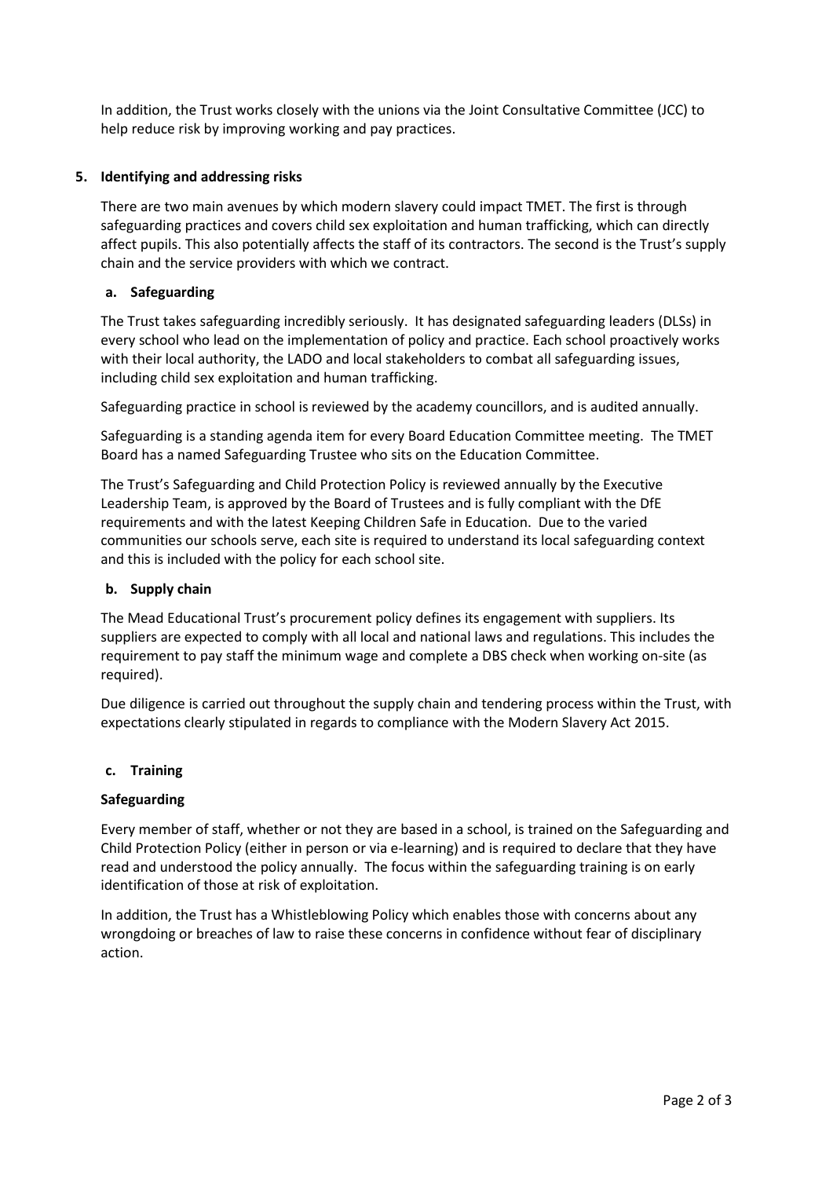In addition, the Trust works closely with the unions via the Joint Consultative Committee (JCC) to help reduce risk by improving working and pay practices.

## 5. Identifying and addressing risks

There are two main avenues by which modern slavery could impact TMET. The first is through safeguarding practices and covers child sex exploitation and human trafficking, which can directly affect pupils. This also potentially affects the staff of its contractors. The second is the Trust's supply chain and the service providers with which we contract.

### a. Safeguarding

The Trust takes safeguarding incredibly seriously. It has designated safeguarding leaders (DLSs) in every school who lead on the implementation of policy and practice. Each school proactively works with their local authority, the LADO and local stakeholders to combat all safeguarding issues, including child sex exploitation and human trafficking.

Safeguarding practice in school is reviewed by the academy councillors, and is audited annually.

Safeguarding is a standing agenda item for every Board Education Committee meeting. The TMET Board has a named Safeguarding Trustee who sits on the Education Committee.

The Trust's Safeguarding and Child Protection Policy is reviewed annually by the Executive Leadership Team, is approved by the Board of Trustees and is fully compliant with the DfE requirements and with the latest Keeping Children Safe in Education. Due to the varied communities our schools serve, each site is required to understand its local safeguarding context and this is included with the policy for each school site.

### b. Supply chain

The Mead Educational Trust's procurement policy defines its engagement with suppliers. Its suppliers are expected to comply with all local and national laws and regulations. This includes the requirement to pay staff the minimum wage and complete a DBS check when working on-site (as required).

Due diligence is carried out throughout the supply chain and tendering process within the Trust, with expectations clearly stipulated in regards to compliance with the Modern Slavery Act 2015.

### c. Training

**Safeguarding**

Every member of staff, whether or not they are based in a school, is trained on the Safeguarding and Child Protection Policy (either in person or via e-learning) and is required to declare that they have read and understood the policy annually. The focus within the safeguarding training is on early identification of those at risk of exploitation.

In addition, the Trust has a Whistleblowing Policy which enables those with concerns about any wrongdoing or breaches of law to raise these concerns in confidence without fear of disciplinary action.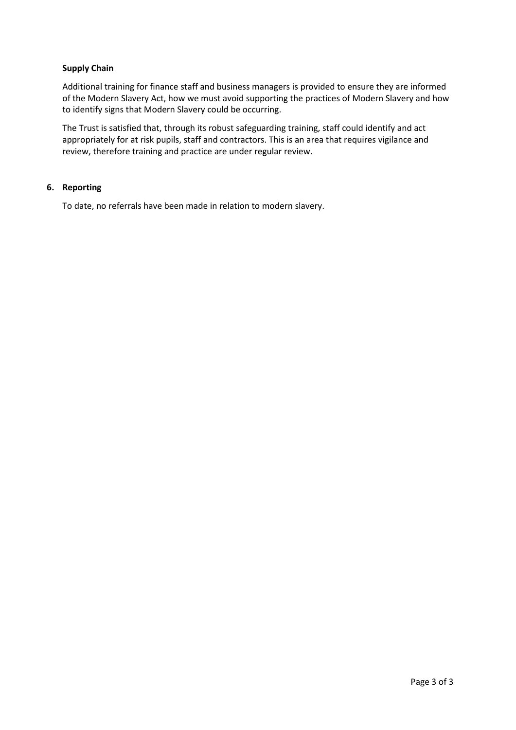**Supply Chain**

Additional training for finance staff and business managers is provided to ensure they are informed of the Modern Slavery Act, how we must avoid supporting the practices of Modern Slavery and how to identify signs that Modern Slavery could be occurring.

The Trust is satisfied that, through its robust safeguarding training, staff could identify and act appropriately for at risk pupils, staff and contractors. This is an area that requires vigilance and review, therefore training and practice are under regular review.

## 6. Reporting

To date, no referrals have been made in relation to modern slavery.